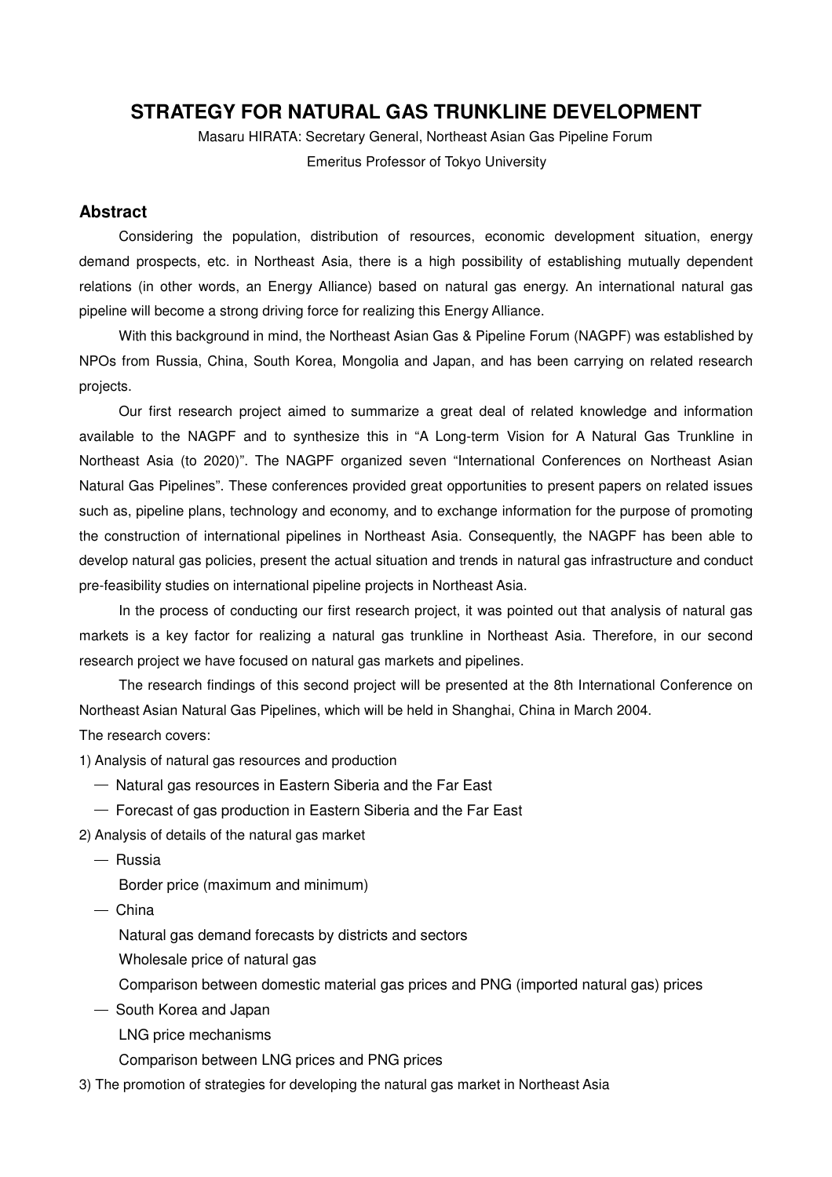# STRATEGY FOR NATURAL GAS TRUNKLINE DEVELOPMENT

Masaru HIRATA: Secretary General, Northeast Asian Gas Pipeline Forum

Emeritus Professor of Tokyo University

## Abstract

Considering the population, distribution of resources, economic development situation, energy demand prospects, etc. in Northeast Asia, there is a high possibility of establishing mutually dependent relations (in other words, an Energy Alliance) based on natural gas energy. An international natural gas pipeline will become a strong driving force for realizing this Energy Alliance.

With this background in mind, the Northeast Asian Gas & Pipeline Forum (NAGPF) was established by NPOs from Russia, China, South Korea, Mongolia and Japan, and has been carrying on related research projects.

Our first research project aimed to summarize a great deal of related knowledge and information available to the NAGPF and to synthesize this in "A Long-term Vision for A Natural Gas Trunkline in Northeast Asia (to 2020)". The NAGPF organized seven "International Conferences on Northeast Asian Natural Gas Pipelines". These conferences provided great opportunities to present papers on related issues such as, pipeline plans, technology and economy, and to exchange information for the purpose of promoting the construction of international pipelines in Northeast Asia. Consequently, the NAGPF has been able to develop natural gas policies, present the actual situation and trends in natural gas infrastructure and conduct pre-feasibility studies on international pipeline projects in Northeast Asia.

In the process of conducting our first research project, it was pointed out that analysis of natural gas markets is a key factor for realizing a natural gas trunkline in Northeast Asia. Therefore, in our second research project we have focused on natural gas markets and pipelines.

The research findings of this second project will be presented at the 8th International Conference on Northeast Asian Natural Gas Pipelines, which will be held in Shanghai, China in March 2004.

The research covers:

1) Analysis of natural gas resources and production

— Natural gas resources in Eastern Siberia and the Far East

— Forecast of gas production in Eastern Siberia and the Far East

2) Analysis of details of the natural gas market

— Russia

Border price (maximum and minimum)

— China

Natural gas demand forecasts by districts and sectors

Wholesale price of natural gas

Comparison between domestic material gas prices and PNG (imported natural gas) prices

— South Korea and Japan

LNG price mechanisms

Comparison between LNG prices and PNG prices

3) The promotion of strategies for developing the natural gas market in Northeast Asia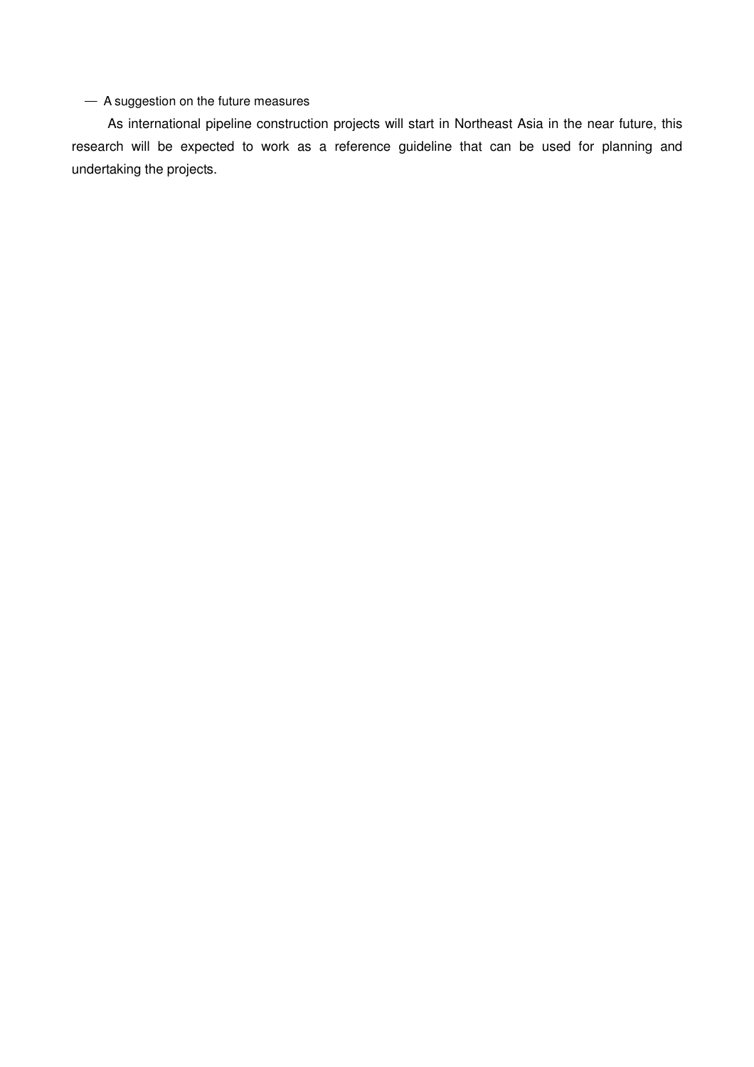— A suggestion on the future measures

As international pipeline construction projects will start in Northeast Asia in the near future, this research will be expected to work as a reference guideline that can be used for planning and undertaking the projects.